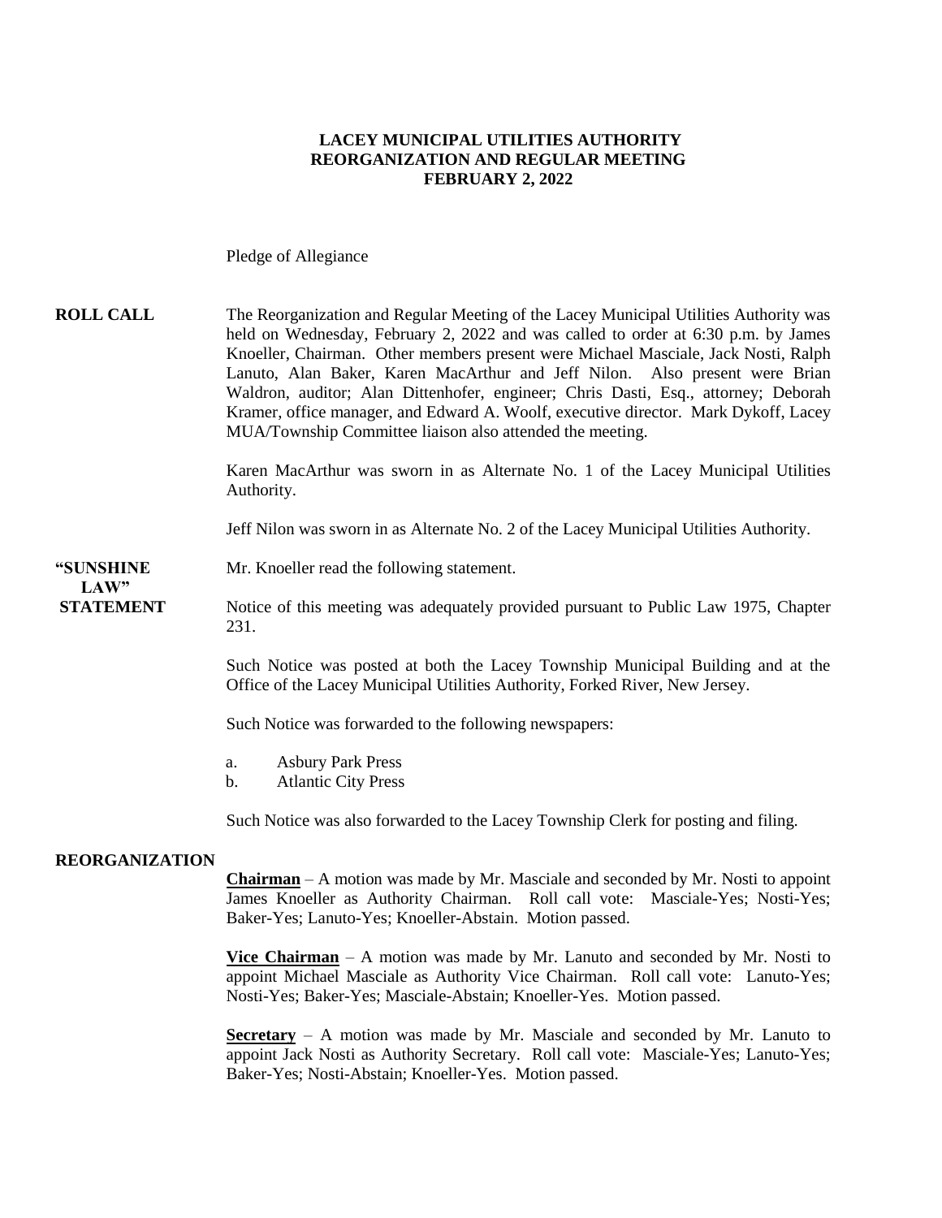**LACEY MUNICIPAL UTILITIES AUTHORITY**
**REORGANIZATION AND REGULAR MEETING**
**FEBRUARY 2, 2022**

Pledge of Allegiance

**ROLL CALL**

The Reorganization and Regular Meeting of the Lacey Municipal Utilities Authority was held on Wednesday, February 2, 2022 and was called to order at 6:30 p.m. by James Knoeller, Chairman. Other members present were Michael Masciale, Jack Nosti, Ralph Lanuto, Alan Baker, Karen MacArthur and Jeff Nilon. Also present were Brian Waldron, auditor; Alan Dittenhofer, engineer; Chris Dasti, Esq., attorney; Deborah Kramer, office manager, and Edward A. Woolf, executive director. Mark Dykoff, Lacey MUA/Township Committee liaison also attended the meeting.

Karen MacArthur was sworn in as Alternate No. 1 of the Lacey Municipal Utilities Authority.

Jeff Nilon was sworn in as Alternate No. 2 of the Lacey Municipal Utilities Authority.

**"SUNSHINE LAW" STATEMENT**

Mr. Knoeller read the following statement.

Notice of this meeting was adequately provided pursuant to Public Law 1975, Chapter 231.

Such Notice was posted at both the Lacey Township Municipal Building and at the Office of the Lacey Municipal Utilities Authority, Forked River, New Jersey.

Such Notice was forwarded to the following newspapers:

a. Asbury Park Press
b. Atlantic City Press

Such Notice was also forwarded to the Lacey Township Clerk for posting and filing.

**REORGANIZATION**

**Chairman** – A motion was made by Mr. Masciale and seconded by Mr. Nosti to appoint James Knoeller as Authority Chairman. Roll call vote: Masciale-Yes; Nosti-Yes; Baker-Yes; Lanuto-Yes; Knoeller-Abstain. Motion passed.

**Vice Chairman** – A motion was made by Mr. Lanuto and seconded by Mr. Nosti to appoint Michael Masciale as Authority Vice Chairman. Roll call vote: Lanuto-Yes; Nosti-Yes; Baker-Yes; Masciale-Abstain; Knoeller-Yes. Motion passed.

**Secretary** – A motion was made by Mr. Masciale and seconded by Mr. Lanuto to appoint Jack Nosti as Authority Secretary. Roll call vote: Masciale-Yes; Lanuto-Yes; Baker-Yes; Nosti-Abstain; Knoeller-Yes. Motion passed.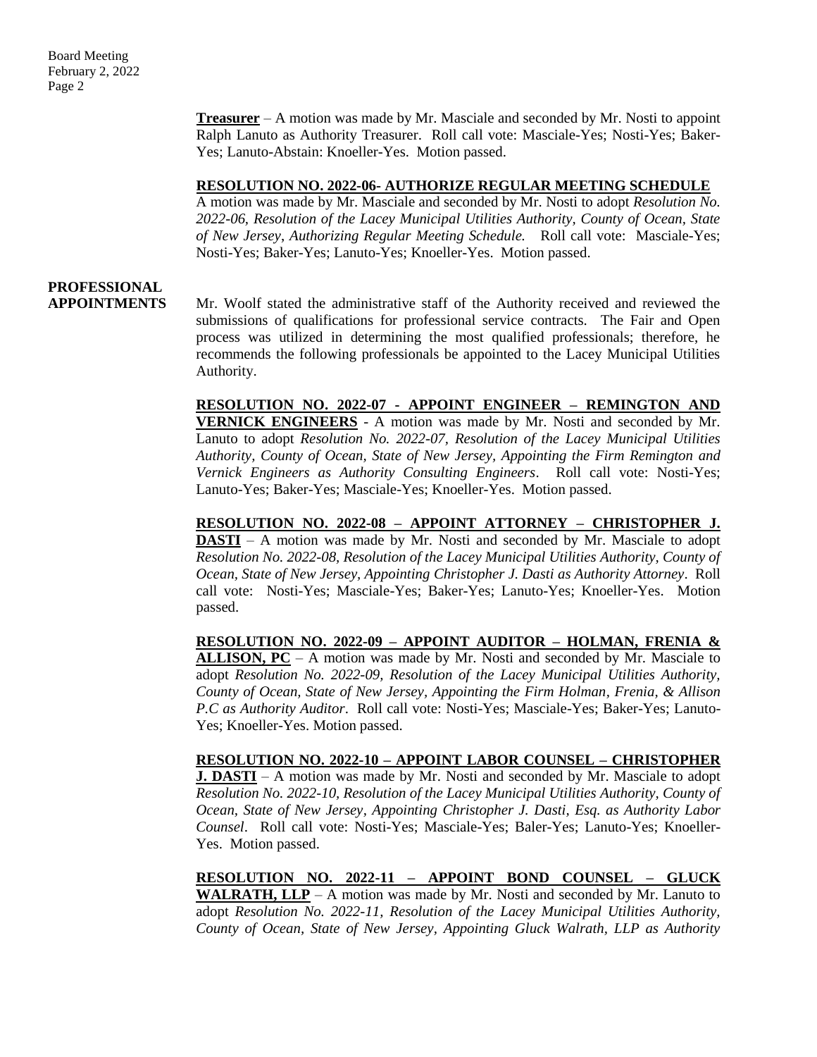**Treasurer** – A motion was made by Mr. Masciale and seconded by Mr. Nosti to appoint Ralph Lanuto as Authority Treasurer. Roll call vote: Masciale-Yes; Nosti-Yes; Baker-Yes; Lanuto-Abstain: Knoeller-Yes. Motion passed.

**RESOLUTION NO. 2022-06- AUTHORIZE REGULAR MEETING SCHEDULE**

A motion was made by Mr. Masciale and seconded by Mr. Nosti to adopt *Resolution No. 2022-06, Resolution of the Lacey Municipal Utilities Authority, County of Ocean, State of New Jersey, Authorizing Regular Meeting Schedule.* Roll call vote: Masciale-Yes; Nosti-Yes; Baker-Yes; Lanuto-Yes; Knoeller-Yes. Motion passed.

**PROFESSIONAL APPOINTMENTS**

Mr. Woolf stated the administrative staff of the Authority received and reviewed the submissions of qualifications for professional service contracts. The Fair and Open process was utilized in determining the most qualified professionals; therefore, he recommends the following professionals be appointed to the Lacey Municipal Utilities Authority.

**RESOLUTION NO. 2022-07 - APPOINT ENGINEER – REMINGTON AND VERNICK ENGINEERS** - A motion was made by Mr. Nosti and seconded by Mr. Lanuto to adopt *Resolution No. 2022-07, Resolution of the Lacey Municipal Utilities Authority, County of Ocean, State of New Jersey, Appointing the Firm Remington and Vernick Engineers as Authority Consulting Engineers*. Roll call vote: Nosti-Yes; Lanuto-Yes; Baker-Yes; Masciale-Yes; Knoeller-Yes. Motion passed.

**RESOLUTION NO. 2022-08 – APPOINT ATTORNEY – CHRISTOPHER J. DASTI** – A motion was made by Mr. Nosti and seconded by Mr. Masciale to adopt *Resolution No. 2022-08, Resolution of the Lacey Municipal Utilities Authority, County of Ocean, State of New Jersey, Appointing Christopher J. Dasti as Authority Attorney*. Roll call vote: Nosti-Yes; Masciale-Yes; Baker-Yes; Lanuto-Yes; Knoeller-Yes. Motion passed.

**RESOLUTION NO. 2022-09 – APPOINT AUDITOR – HOLMAN, FRENIA & ALLISON, PC** – A motion was made by Mr. Nosti and seconded by Mr. Masciale to adopt *Resolution No. 2022-09, Resolution of the Lacey Municipal Utilities Authority, County of Ocean, State of New Jersey, Appointing the Firm Holman, Frenia, & Allison P.C as Authority Auditor*. Roll call vote: Nosti-Yes; Masciale-Yes; Baker-Yes; Lanuto-Yes; Knoeller-Yes. Motion passed.

**RESOLUTION NO. 2022-10 – APPOINT LABOR COUNSEL – CHRISTOPHER J. DASTI** – A motion was made by Mr. Nosti and seconded by Mr. Masciale to adopt *Resolution No. 2022-10, Resolution of the Lacey Municipal Utilities Authority, County of Ocean, State of New Jersey, Appointing Christopher J. Dasti, Esq. as Authority Labor Counsel*. Roll call vote: Nosti-Yes; Masciale-Yes; Baler-Yes; Lanuto-Yes; Knoeller-Yes. Motion passed.

**RESOLUTION NO. 2022-11 – APPOINT BOND COUNSEL – GLUCK WALRATH, LLP** – A motion was made by Mr. Nosti and seconded by Mr. Lanuto to adopt *Resolution No. 2022-11, Resolution of the Lacey Municipal Utilities Authority, County of Ocean, State of New Jersey, Appointing Gluck Walrath, LLP as Authority*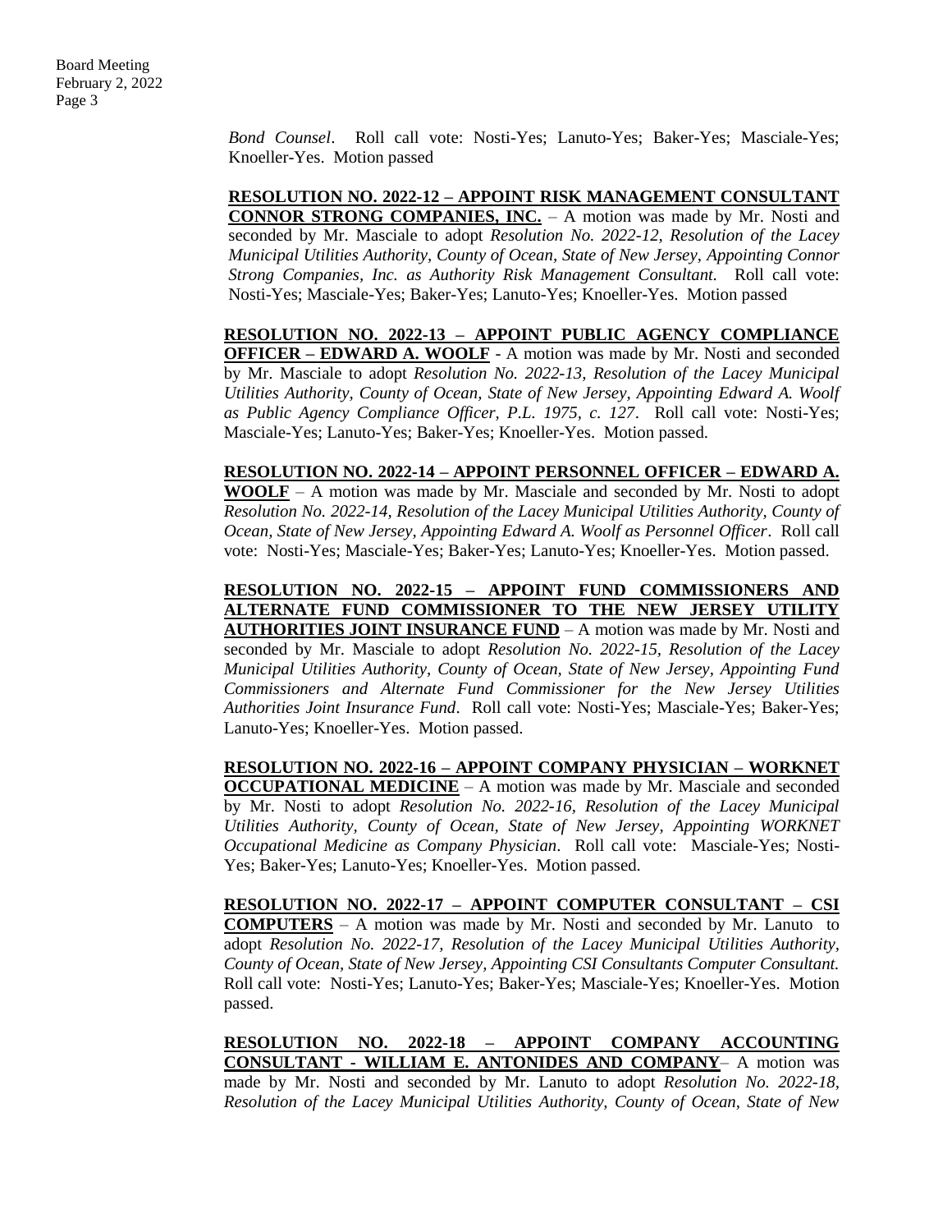*Bond Counsel*. Roll call vote: Nosti-Yes; Lanuto-Yes; Baker-Yes; Masciale-Yes; Knoeller-Yes. Motion passed

**RESOLUTION NO. 2022-12 – APPOINT RISK MANAGEMENT CONSULTANT CONNOR STRONG COMPANIES, INC.** – A motion was made by Mr. Nosti and seconded by Mr. Masciale to adopt *Resolution No. 2022-12, Resolution of the Lacey Municipal Utilities Authority, County of Ocean, State of New Jersey, Appointing Connor Strong Companies, Inc. as Authority Risk Management Consultant.* Roll call vote: Nosti-Yes; Masciale-Yes; Baker-Yes; Lanuto-Yes; Knoeller-Yes. Motion passed

**RESOLUTION NO. 2022-13 – APPOINT PUBLIC AGENCY COMPLIANCE OFFICER – EDWARD A. WOOLF** - A motion was made by Mr. Nosti and seconded by Mr. Masciale to adopt *Resolution No. 2022-13, Resolution of the Lacey Municipal Utilities Authority, County of Ocean, State of New Jersey, Appointing Edward A. Woolf as Public Agency Compliance Officer, P.L. 1975, c. 127*. Roll call vote: Nosti-Yes; Masciale-Yes; Lanuto-Yes; Baker-Yes; Knoeller-Yes. Motion passed.

**RESOLUTION NO. 2022-14 – APPOINT PERSONNEL OFFICER – EDWARD A. WOOLF** – A motion was made by Mr. Masciale and seconded by Mr. Nosti to adopt *Resolution No. 2022-14, Resolution of the Lacey Municipal Utilities Authority, County of Ocean, State of New Jersey, Appointing Edward A. Woolf as Personnel Officer*. Roll call vote: Nosti-Yes; Masciale-Yes; Baker-Yes; Lanuto-Yes; Knoeller-Yes. Motion passed.

**RESOLUTION NO. 2022-15 – APPOINT FUND COMMISSIONERS AND ALTERNATE FUND COMMISSIONER TO THE NEW JERSEY UTILITY AUTHORITIES JOINT INSURANCE FUND** – A motion was made by Mr. Nosti and seconded by Mr. Masciale to adopt *Resolution No. 2022-15, Resolution of the Lacey Municipal Utilities Authority, County of Ocean, State of New Jersey, Appointing Fund Commissioners and Alternate Fund Commissioner for the New Jersey Utilities Authorities Joint Insurance Fund*. Roll call vote: Nosti-Yes; Masciale-Yes; Baker-Yes; Lanuto-Yes; Knoeller-Yes. Motion passed.

**RESOLUTION NO. 2022-16 – APPOINT COMPANY PHYSICIAN – WORKNET OCCUPATIONAL MEDICINE** – A motion was made by Mr. Masciale and seconded by Mr. Nosti to adopt *Resolution No. 2022-16, Resolution of the Lacey Municipal Utilities Authority, County of Ocean, State of New Jersey, Appointing WORKNET Occupational Medicine as Company Physician*. Roll call vote: Masciale-Yes; Nosti-Yes; Baker-Yes; Lanuto-Yes; Knoeller-Yes. Motion passed.

**RESOLUTION NO. 2022-17 – APPOINT COMPUTER CONSULTANT – CSI COMPUTERS** – A motion was made by Mr. Nosti and seconded by Mr. Lanuto to adopt *Resolution No. 2022-17, Resolution of the Lacey Municipal Utilities Authority, County of Ocean, State of New Jersey, Appointing CSI Consultants Computer Consultant.* Roll call vote: Nosti-Yes; Lanuto-Yes; Baker-Yes; Masciale-Yes; Knoeller-Yes. Motion passed.

**RESOLUTION NO. 2022-18 – APPOINT COMPANY ACCOUNTING CONSULTANT - WILLIAM E. ANTONIDES AND COMPANY**– A motion was made by Mr. Nosti and seconded by Mr. Lanuto to adopt *Resolution No. 2022-18, Resolution of the Lacey Municipal Utilities Authority, County of Ocean, State of New*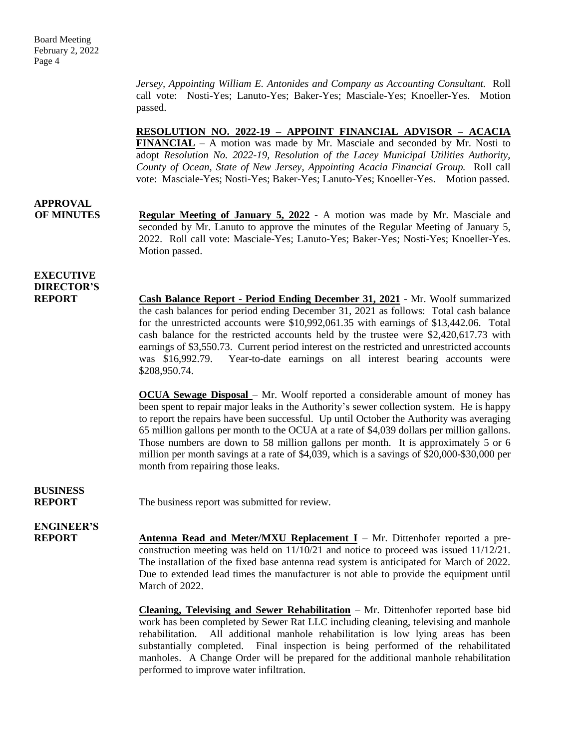*Jersey, Appointing William E. Antonides and Company as Accounting Consultant.* Roll call vote: Nosti-Yes; Lanuto-Yes; Baker-Yes; Masciale-Yes; Knoeller-Yes. Motion passed.

**RESOLUTION NO. 2022-19 – APPOINT FINANCIAL ADVISOR – ACACIA FINANCIAL** – A motion was made by Mr. Masciale and seconded by Mr. Nosti to adopt *Resolution No. 2022-19, Resolution of the Lacey Municipal Utilities Authority, County of Ocean, State of New Jersey, Appointing Acacia Financial Group.* Roll call vote: Masciale-Yes; Nosti-Yes; Baker-Yes; Lanuto-Yes; Knoeller-Yes. Motion passed.

## APPROVAL OF MINUTES

**Regular Meeting of January 5, 2022** - A motion was made by Mr. Masciale and seconded by Mr. Lanuto to approve the minutes of the Regular Meeting of January 5, 2022. Roll call vote: Masciale-Yes; Lanuto-Yes; Baker-Yes; Nosti-Yes; Knoeller-Yes. Motion passed.

## EXECUTIVE DIRECTOR'S REPORT

**Cash Balance Report - Period Ending December 31, 2021** - Mr. Woolf summarized the cash balances for period ending December 31, 2021 as follows: Total cash balance for the unrestricted accounts were $10,992,061.35 with earnings of $13,442.06. Total cash balance for the restricted accounts held by the trustee were $2,420,617.73 with earnings of $3,550.73. Current period interest on the restricted and unrestricted accounts was $16,992.79. Year-to-date earnings on all interest bearing accounts were $208,950.74.

**OCUA Sewage Disposal** – Mr. Woolf reported a considerable amount of money has been spent to repair major leaks in the Authority's sewer collection system. He is happy to report the repairs have been successful. Up until October the Authority was averaging 65 million gallons per month to the OCUA at a rate of $4,039 dollars per million gallons. Those numbers are down to 58 million gallons per month. It is approximately 5 or 6 million per month savings at a rate of $4,039, which is a savings of $20,000-$30,000 per month from repairing those leaks.

## BUSINESS REPORT

The business report was submitted for review.

## ENGINEER'S REPORT

**Antenna Read and Meter/MXU Replacement I** – Mr. Dittenhofer reported a pre-construction meeting was held on 11/10/21 and notice to proceed was issued 11/12/21. The installation of the fixed base antenna read system is anticipated for March of 2022. Due to extended lead times the manufacturer is not able to provide the equipment until March of 2022.

**Cleaning, Televising and Sewer Rehabilitation** – Mr. Dittenhofer reported base bid work has been completed by Sewer Rat LLC including cleaning, televising and manhole rehabilitation. All additional manhole rehabilitation is low lying areas has been substantially completed. Final inspection is being performed of the rehabilitated manholes. A Change Order will be prepared for the additional manhole rehabilitation performed to improve water infiltration.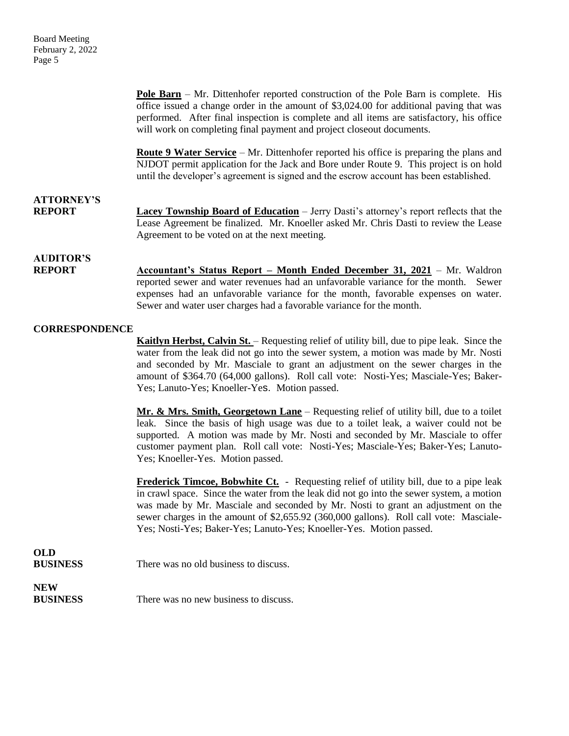**Pole Barn** – Mr. Dittenhofer reported construction of the Pole Barn is complete. His office issued a change order in the amount of $3,024.00 for additional paving that was performed. After final inspection is complete and all items are satisfactory, his office will work on completing final payment and project closeout documents.

**Route 9 Water Service** – Mr. Dittenhofer reported his office is preparing the plans and NJDOT permit application for the Jack and Bore under Route 9. This project is on hold until the developer's agreement is signed and the escrow account has been established.

**ATTORNEY'S REPORT**

**Lacey Township Board of Education** – Jerry Dasti's attorney's report reflects that the Lease Agreement be finalized. Mr. Knoeller asked Mr. Chris Dasti to review the Lease Agreement to be voted on at the next meeting.

**AUDITOR'S REPORT**

**Accountant's Status Report – Month Ended December 31, 2021** – Mr. Waldron reported sewer and water revenues had an unfavorable variance for the month. Sewer expenses had an unfavorable variance for the month, favorable expenses on water. Sewer and water user charges had a favorable variance for the month.

**CORRESPONDENCE**

**Kaitlyn Herbst, Calvin St.** – Requesting relief of utility bill, due to pipe leak. Since the water from the leak did not go into the sewer system, a motion was made by Mr. Nosti and seconded by Mr. Masciale to grant an adjustment on the sewer charges in the amount of $364.70 (64,000 gallons). Roll call vote: Nosti-Yes; Masciale-Yes; Baker-Yes; Lanuto-Yes; Knoeller-Yes. Motion passed.

**Mr. & Mrs. Smith, Georgetown Lane** – Requesting relief of utility bill, due to a toilet leak. Since the basis of high usage was due to a toilet leak, a waiver could not be supported. A motion was made by Mr. Nosti and seconded by Mr. Masciale to offer customer payment plan. Roll call vote: Nosti-Yes; Masciale-Yes; Baker-Yes; Lanuto-Yes; Knoeller-Yes. Motion passed.

**Frederick Timcoe, Bobwhite Ct.** - Requesting relief of utility bill, due to a pipe leak in crawl space. Since the water from the leak did not go into the sewer system, a motion was made by Mr. Masciale and seconded by Mr. Nosti to grant an adjustment on the sewer charges in the amount of $2,655.92 (360,000 gallons). Roll call vote: Masciale-Yes; Nosti-Yes; Baker-Yes; Lanuto-Yes; Knoeller-Yes. Motion passed.

**OLD BUSINESS**

There was no old business to discuss.

**NEW BUSINESS**

There was no new business to discuss.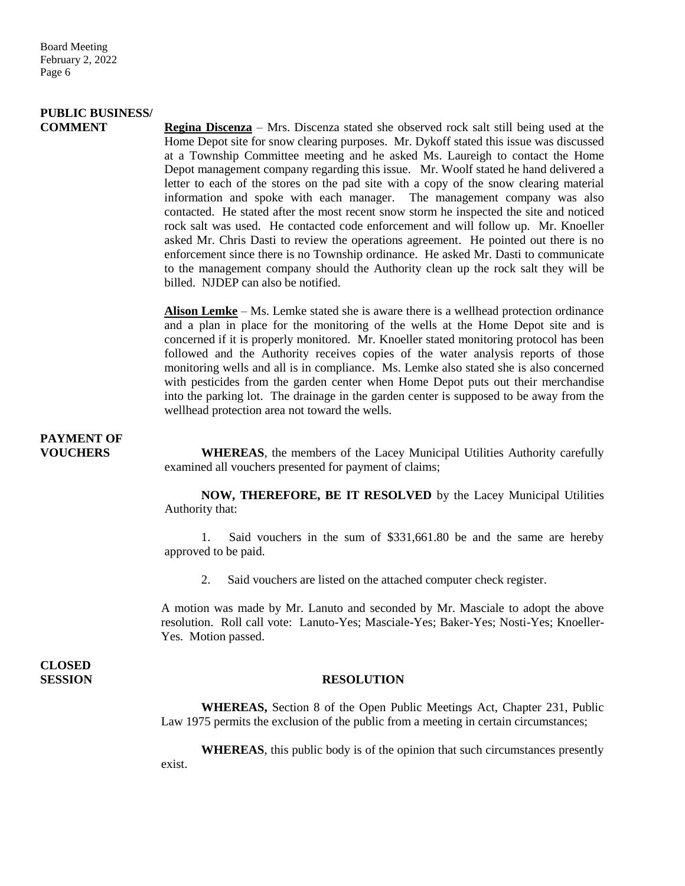**PUBLIC BUSINESS/ COMMENT**

**Regina Discenza** – Mrs. Discenza stated she observed rock salt still being used at the Home Depot site for snow clearing purposes. Mr. Dykoff stated this issue was discussed at a Township Committee meeting and he asked Ms. Laureigh to contact the Home Depot management company regarding this issue. Mr. Woolf stated he hand delivered a letter to each of the stores on the pad site with a copy of the snow clearing material information and spoke with each manager. The management company was also contacted. He stated after the most recent snow storm he inspected the site and noticed rock salt was used. He contacted code enforcement and will follow up. Mr. Knoeller asked Mr. Chris Dasti to review the operations agreement. He pointed out there is no enforcement since there is no Township ordinance. He asked Mr. Dasti to communicate to the management company should the Authority clean up the rock salt they will be billed. NJDEP can also be notified.

**Alison Lemke** – Ms. Lemke stated she is aware there is a wellhead protection ordinance and a plan in place for the monitoring of the wells at the Home Depot site and is concerned if it is properly monitored. Mr. Knoeller stated monitoring protocol has been followed and the Authority receives copies of the water analysis reports of those monitoring wells and all is in compliance. Ms. Lemke also stated she is also concerned with pesticides from the garden center when Home Depot puts out their merchandise into the parking lot. The drainage in the garden center is supposed to be away from the wellhead protection area not toward the wells.

**PAYMENT OF VOUCHERS**

**WHEREAS**, the members of the Lacey Municipal Utilities Authority carefully examined all vouchers presented for payment of claims;

**NOW, THEREFORE, BE IT RESOLVED** by the Lacey Municipal Utilities Authority that:

1. Said vouchers in the sum of $331,661.80 be and the same are hereby approved to be paid.

2. Said vouchers are listed on the attached computer check register.

A motion was made by Mr. Lanuto and seconded by Mr. Masciale to adopt the above resolution. Roll call vote: Lanuto-Yes; Masciale-Yes; Baker-Yes; Nosti-Yes; Knoeller-Yes. Motion passed.

**CLOSED SESSION**

**RESOLUTION**

**WHEREAS,** Section 8 of the Open Public Meetings Act, Chapter 231, Public Law 1975 permits the exclusion of the public from a meeting in certain circumstances;

**WHEREAS**, this public body is of the opinion that such circumstances presently exist.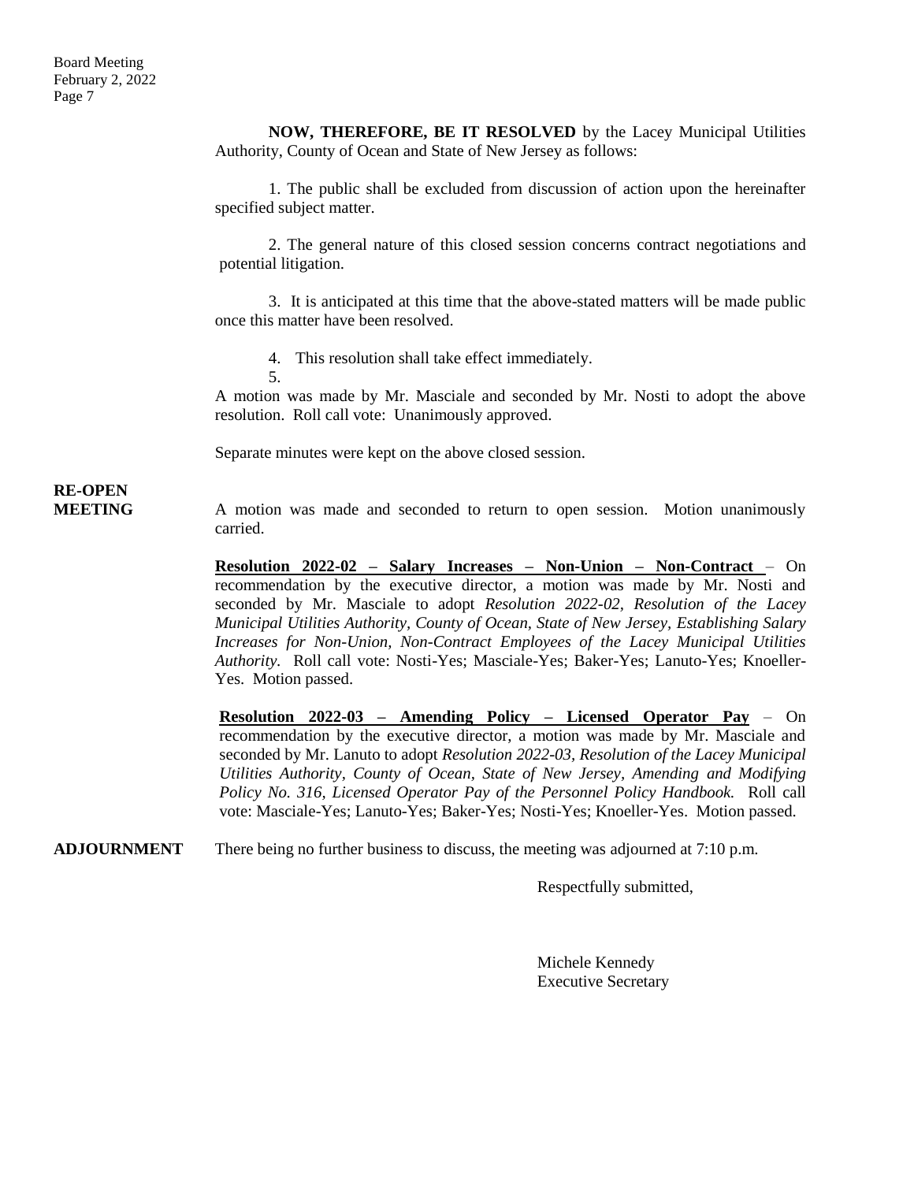**NOW, THEREFORE, BE IT RESOLVED** by the Lacey Municipal Utilities Authority, County of Ocean and State of New Jersey as follows:

1. The public shall be excluded from discussion of action upon the hereinafter specified subject matter.

2. The general nature of this closed session concerns contract negotiations and potential litigation.

3. It is anticipated at this time that the above-stated matters will be made public once this matter have been resolved.

4. This resolution shall take effect immediately.

5.

A motion was made by Mr. Masciale and seconded by Mr. Nosti to adopt the above resolution. Roll call vote: Unanimously approved.

Separate minutes were kept on the above closed session.

**RE-OPEN MEETING** A motion was made and seconded to return to open session. Motion unanimously carried.

**Resolution 2022-02 – Salary Increases – Non-Union – Non-Contract** – On recommendation by the executive director, a motion was made by Mr. Nosti and seconded by Mr. Masciale to adopt *Resolution 2022-02, Resolution of the Lacey Municipal Utilities Authority, County of Ocean, State of New Jersey, Establishing Salary Increases for Non-Union, Non-Contract Employees of the Lacey Municipal Utilities Authority.* Roll call vote: Nosti-Yes; Masciale-Yes; Baker-Yes; Lanuto-Yes; Knoeller-Yes. Motion passed.

**Resolution 2022-03 – Amending Policy – Licensed Operator Pay** – On recommendation by the executive director, a motion was made by Mr. Masciale and seconded by Mr. Lanuto to adopt *Resolution 2022-03, Resolution of the Lacey Municipal Utilities Authority, County of Ocean, State of New Jersey, Amending and Modifying Policy No. 316, Licensed Operator Pay of the Personnel Policy Handbook.* Roll call vote: Masciale-Yes; Lanuto-Yes; Baker-Yes; Nosti-Yes; Knoeller-Yes. Motion passed.

**ADJOURNMENT** There being no further business to discuss, the meeting was adjourned at 7:10 p.m.

Respectfully submitted,

Michele Kennedy
Executive Secretary